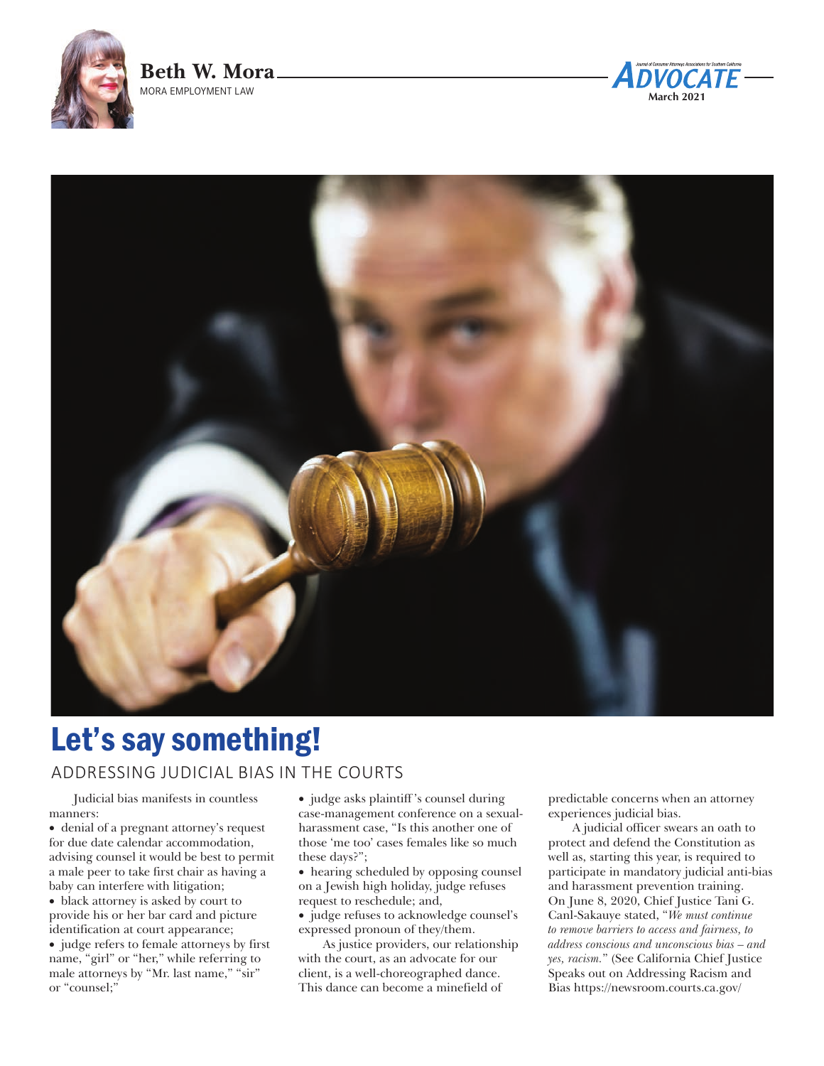Beth W. Mora

MORA EMPLOYMENT LAW

# Let's say something!

## ADDRESSING JUDICIAL BIAS IN THE COURTS

Judicial bias manifests in countless manners:

- denial of a pregnant attorney's request for due date calendar accommodation, advising counsel it would be best to permit a male peer to take first chair as having a baby can interfere with litigation;
- black attorney is asked by court to provide his or her bar card and picture identification at court appearance;
- judge refers to female attorneys by first name, "girl" or "her," while referring to male attorneys by "Mr. last name," "sir" or "counsel;"
- judge asks plaintiff's counsel during case-management conference on a sexual-harassment case, "Is this another one of those 'me too' cases females like so much these days?";
- hearing scheduled by opposing counsel on a Jewish high holiday, judge refuses request to reschedule; and,
- judge refuses to acknowledge counsel's expressed pronoun of they/them.

As justice providers, our relationship with the court, as an advocate for our client, is a well-choreographed dance. This dance can become a minefield of predictable concerns when an attorney experiences judicial bias.

A judicial officer swears an oath to protect and defend the Constitution as well as, starting this year, is required to participate in mandatory judicial anti-bias and harassment prevention training. On June 8, 2020, Chief Justice Tani G. Canl-Sakauye stated, "*We must continue to remove barriers to access and fairness, to address conscious and unconscious bias – and yes, racism.*" (See California Chief Justice Speaks out on Addressing Racism and Bias https://newsroom.courts.ca.gov/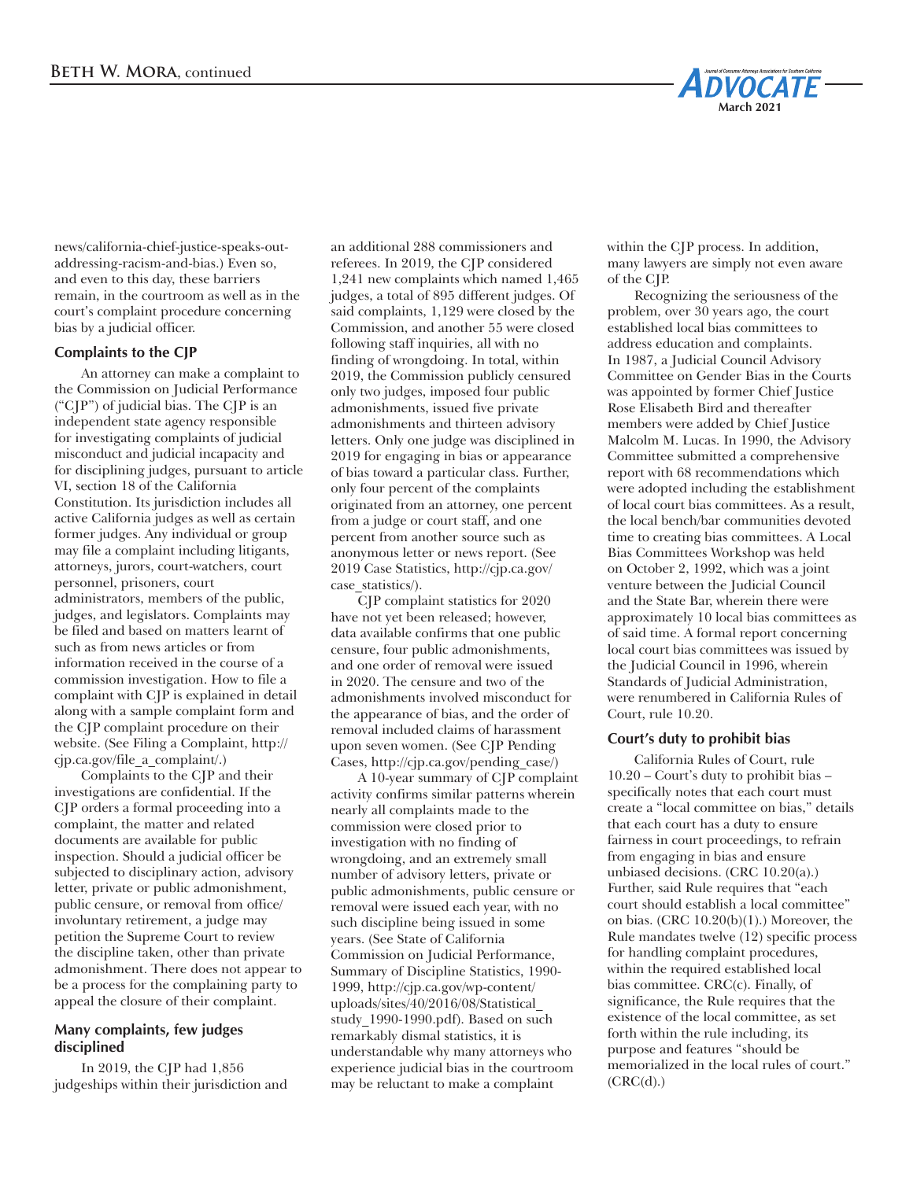news/california-chief-justice-speaks-out-addressing-racism-and-bias.) Even so, and even to this day, these barriers remain, in the courtroom as well as in the court's complaint procedure concerning bias by a judicial officer.

### Complaints to the CJP

An attorney can make a complaint to the Commission on Judicial Performance ("CJP") of judicial bias. The CJP is an independent state agency responsible for investigating complaints of judicial misconduct and judicial incapacity and for disciplining judges, pursuant to article VI, section 18 of the California Constitution. Its jurisdiction includes all active California judges as well as certain former judges. Any individual or group may file a complaint including litigants, attorneys, jurors, court-watchers, court personnel, prisoners, court administrators, members of the public, judges, and legislators. Complaints may be filed and based on matters learnt of such as from news articles or from information received in the course of a commission investigation. How to file a complaint with CJP is explained in detail along with a sample complaint form and the CJP complaint procedure on their website. (See Filing a Complaint, http://cjp.ca.gov/file_a_complaint/.)

Complaints to the CJP and their investigations are confidential. If the CJP orders a formal proceeding into a complaint, the matter and related documents are available for public inspection. Should a judicial officer be subjected to disciplinary action, advisory letter, private or public admonishment, public censure, or removal from office/involuntary retirement, a judge may petition the Supreme Court to review the discipline taken, other than private admonishment. There does not appear to be a process for the complaining party to appeal the closure of their complaint.

### Many complaints, few judges disciplined

In 2019, the CJP had 1,856 judgeships within their jurisdiction and an additional 288 commissioners and referees. In 2019, the CJP considered 1,241 new complaints which named 1,465 judges, a total of 895 different judges. Of said complaints, 1,129 were closed by the Commission, and another 55 were closed following staff inquiries, all with no finding of wrongdoing. In total, within 2019, the Commission publicly censured only two judges, imposed four public admonishments, issued five private admonishments and thirteen advisory letters. Only one judge was disciplined in 2019 for engaging in bias or appearance of bias toward a particular class. Further, only four percent of the complaints originated from an attorney, one percent from a judge or court staff, and one percent from another source such as anonymous letter or news report. (See 2019 Case Statistics, http://cjp.ca.gov/case_statistics/).

CJP complaint statistics for 2020 have not yet been released; however, data available confirms that one public censure, four public admonishments, and one order of removal were issued in 2020. The censure and two of the admonishments involved misconduct for the appearance of bias, and the order of removal included claims of harassment upon seven women. (See CJP Pending Cases, http://cjp.ca.gov/pending_case/)

A 10-year summary of CJP complaint activity confirms similar patterns wherein nearly all complaints made to the commission were closed prior to investigation with no finding of wrongdoing, and an extremely small number of advisory letters, private or public admonishments, public censure or removal were issued each year, with no such discipline being issued in some years. (See State of California Commission on Judicial Performance, Summary of Discipline Statistics, 1990-1999, http://cjp.ca.gov/wp-content/uploads/sites/40/2016/08/Statistical_study_1990-1990.pdf). Based on such remarkably dismal statistics, it is understandable why many attorneys who experience judicial bias in the courtroom may be reluctant to make a complaint within the CJP process. In addition, many lawyers are simply not even aware of the CJP.

Recognizing the seriousness of the problem, over 30 years ago, the court established local bias committees to address education and complaints. In 1987, a Judicial Council Advisory Committee on Gender Bias in the Courts was appointed by former Chief Justice Rose Elisabeth Bird and thereafter members were added by Chief Justice Malcolm M. Lucas. In 1990, the Advisory Committee submitted a comprehensive report with 68 recommendations which were adopted including the establishment of local court bias committees. As a result, the local bench/bar communities devoted time to creating bias committees. A Local Bias Committees Workshop was held on October 2, 1992, which was a joint venture between the Judicial Council and the State Bar, wherein there were approximately 10 local bias committees as of said time. A formal report concerning local court bias committees was issued by the Judicial Council in 1996, wherein Standards of Judicial Administration, were renumbered in California Rules of Court, rule 10.20.

### Court's duty to prohibit bias

California Rules of Court, rule 10.20 – Court's duty to prohibit bias – specifically notes that each court must create a "local committee on bias," details that each court has a duty to ensure fairness in court proceedings, to refrain from engaging in bias and ensure unbiased decisions. (CRC 10.20(a).) Further, said Rule requires that "each court should establish a local committee" on bias. (CRC 10.20(b)(1).) Moreover, the Rule mandates twelve (12) specific process for handling complaint procedures, within the required established local bias committee. CRC(c). Finally, of significance, the Rule requires that the existence of the local committee, as set forth within the rule including, its purpose and features "should be memorialized in the local rules of court." (CRC(d).)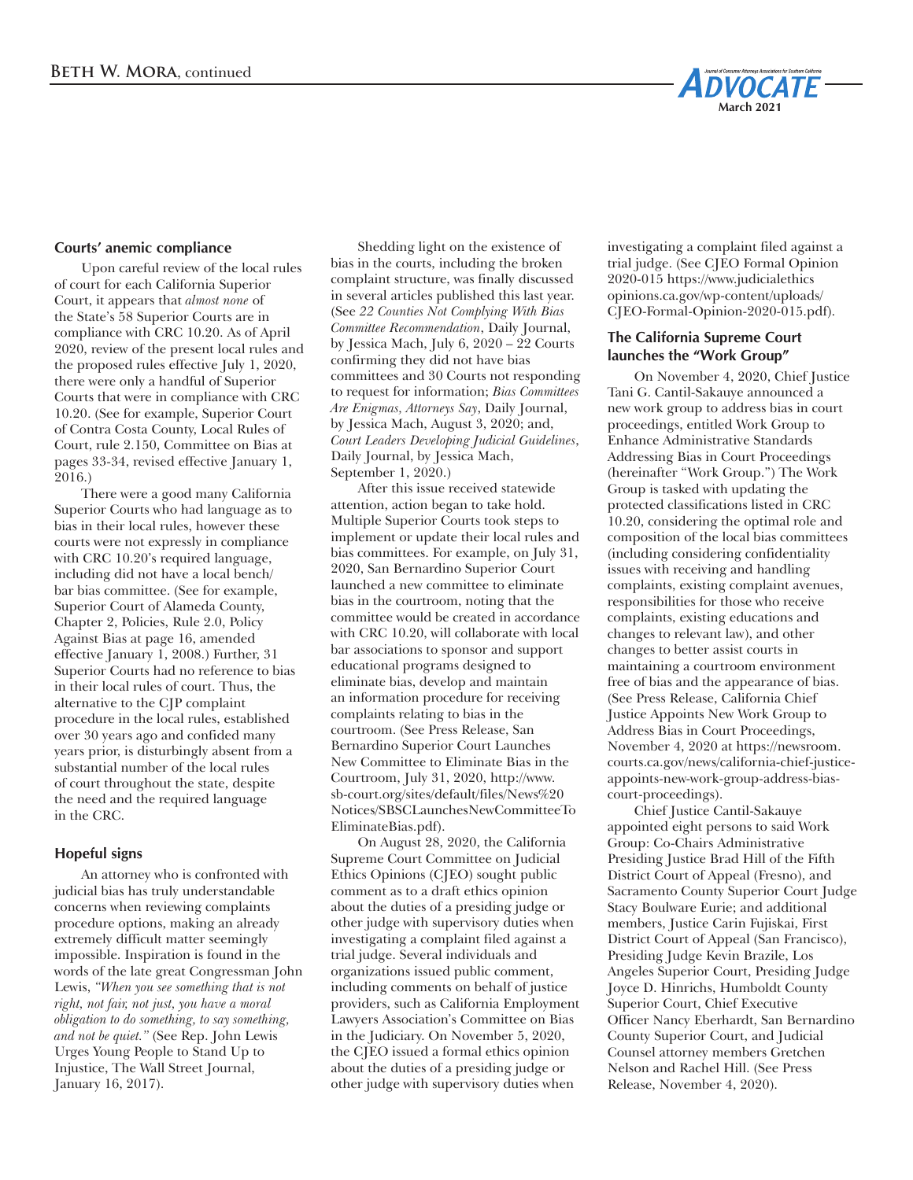### Courts' anemic compliance

Upon careful review of the local rules of court for each California Superior Court, it appears that *almost none* of the State's 58 Superior Courts are in compliance with CRC 10.20. As of April 2020, review of the present local rules and the proposed rules effective July 1, 2020, there were only a handful of Superior Courts that were in compliance with CRC 10.20. (See for example, Superior Court of Contra Costa County, Local Rules of Court, rule 2.150, Committee on Bias at pages 33-34, revised effective January 1, 2016.)

There were a good many California Superior Courts who had language as to bias in their local rules, however these courts were not expressly in compliance with CRC 10.20's required language, including did not have a local bench/bar bias committee. (See for example, Superior Court of Alameda County, Chapter 2, Policies, Rule 2.0, Policy Against Bias at page 16, amended effective January 1, 2008.) Further, 31 Superior Courts had no reference to bias in their local rules of court. Thus, the alternative to the CJP complaint procedure in the local rules, established over 30 years ago and confided many years prior, is disturbingly absent from a substantial number of the local rules of court throughout the state, despite the need and the required language in the CRC.

### Hopeful signs

An attorney who is confronted with judicial bias has truly understandable concerns when reviewing complaints procedure options, making an already extremely difficult matter seemingly impossible. Inspiration is found in the words of the late great Congressman John Lewis, *"When you see something that is not right, not fair, not just, you have a moral obligation to do something, to say something, and not be quiet."* (See Rep. John Lewis Urges Young People to Stand Up to Injustice, The Wall Street Journal, January 16, 2017).

Shedding light on the existence of bias in the courts, including the broken complaint structure, was finally discussed in several articles published this last year. (See *22 Counties Not Complying With Bias Committee Recommendation*, Daily Journal, by Jessica Mach, July 6, 2020 – 22 Courts confirming they did not have bias committees and 30 Courts not responding to request for information; *Bias Committees Are Enigmas, Attorneys Say*, Daily Journal, by Jessica Mach, August 3, 2020; and, *Court Leaders Developing Judicial Guidelines*, Daily Journal, by Jessica Mach, September 1, 2020.)

After this issue received statewide attention, action began to take hold. Multiple Superior Courts took steps to implement or update their local rules and bias committees. For example, on July 31, 2020, San Bernardino Superior Court launched a new committee to eliminate bias in the courtroom, noting that the committee would be created in accordance with CRC 10.20, will collaborate with local bar associations to sponsor and support educational programs designed to eliminate bias, develop and maintain an information procedure for receiving complaints relating to bias in the courtroom. (See Press Release, San Bernardino Superior Court Launches New Committee to Eliminate Bias in the Courtroom, July 31, 2020, http://www.sb-court.org/sites/default/files/News%20Notices/SBSCLaunchesNewCommitteeToEliminateBias.pdf).

On August 28, 2020, the California Supreme Court Committee on Judicial Ethics Opinions (CJEO) sought public comment as to a draft ethics opinion about the duties of a presiding judge or other judge with supervisory duties when investigating a complaint filed against a trial judge. Several individuals and organizations issued public comment, including comments on behalf of justice providers, such as California Employment Lawyers Association's Committee on Bias in the Judiciary. On November 5, 2020, the CJEO issued a formal ethics opinion about the duties of a presiding judge or other judge with supervisory duties when investigating a complaint filed against a trial judge. (See CJEO Formal Opinion 2020-015 https://www.judicialethicsopinions.ca.gov/wp-content/uploads/CJEO-Formal-Opinion-2020-015.pdf).

### The California Supreme Court launches the "Work Group"

On November 4, 2020, Chief Justice Tani G. Cantil-Sakauye announced a new work group to address bias in court proceedings, entitled Work Group to Enhance Administrative Standards Addressing Bias in Court Proceedings (hereinafter "Work Group.") The Work Group is tasked with updating the protected classifications listed in CRC 10.20, considering the optimal role and composition of the local bias committees (including considering confidentiality issues with receiving and handling complaints, existing complaint avenues, responsibilities for those who receive complaints, existing educations and changes to relevant law), and other changes to better assist courts in maintaining a courtroom environment free of bias and the appearance of bias. (See Press Release, California Chief Justice Appoints New Work Group to Address Bias in Court Proceedings, November 4, 2020 at https://newsroom.courts.ca.gov/news/california-chief-justice-appoints-new-work-group-address-bias-court-proceedings).

Chief Justice Cantil-Sakauye appointed eight persons to said Work Group: Co-Chairs Administrative Presiding Justice Brad Hill of the Fifth District Court of Appeal (Fresno), and Sacramento County Superior Court Judge Stacy Boulware Eurie; and additional members, Justice Carin Fujiskai, First District Court of Appeal (San Francisco), Presiding Judge Kevin Brazile, Los Angeles Superior Court, Presiding Judge Joyce D. Hinrichs, Humboldt County Superior Court, Chief Executive Officer Nancy Eberhardt, San Bernardino County Superior Court, and Judicial Counsel attorney members Gretchen Nelson and Rachel Hill. (See Press Release, November 4, 2020).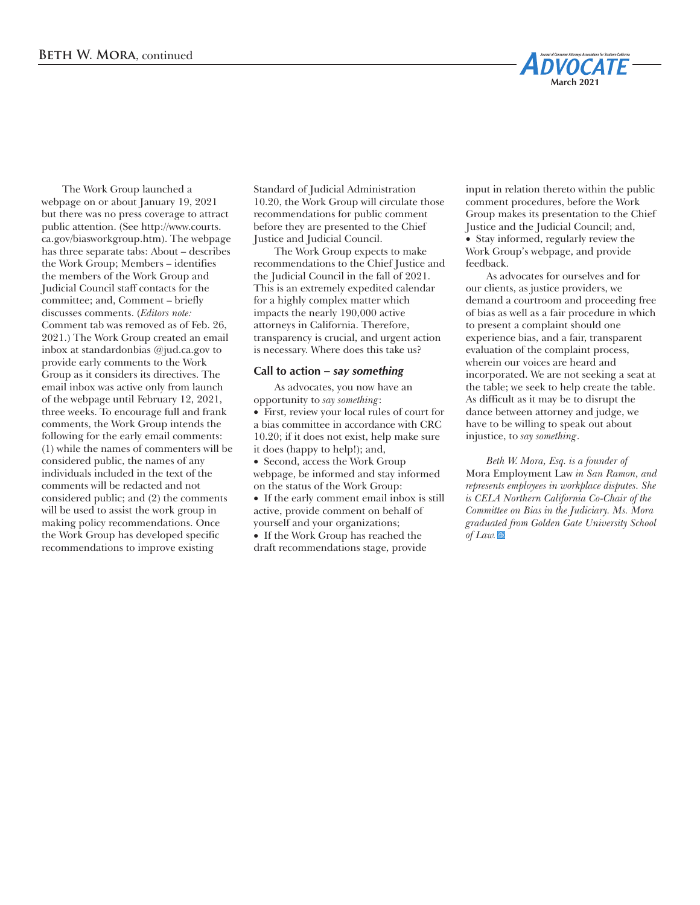The Work Group launched a webpage on or about January 19, 2021 but there was no press coverage to attract public attention. (See http://www.courts.ca.gov/biasworkgroup.htm). The webpage has three separate tabs: About – describes the Work Group; Members – identifies the members of the Work Group and Judicial Council staff contacts for the committee; and, Comment – briefly discusses comments. (*Editors note:* Comment tab was removed as of Feb. 26, 2021.) The Work Group created an email inbox at standardonbias @jud.ca.gov to provide early comments to the Work Group as it considers its directives. The email inbox was active only from launch of the webpage until February 12, 2021, three weeks. To encourage full and frank comments, the Work Group intends the following for the early email comments: (1) while the names of commenters will be considered public, the names of any individuals included in the text of the comments will be redacted and not considered public; and (2) the comments will be used to assist the work group in making policy recommendations. Once the Work Group has developed specific recommendations to improve existing Standard of Judicial Administration 10.20, the Work Group will circulate those recommendations for public comment before they are presented to the Chief Justice and Judicial Council.

The Work Group expects to make recommendations to the Chief Justice and the Judicial Council in the fall of 2021. This is an extremely expedited calendar for a highly complex matter which impacts the nearly 190,000 active attorneys in California. Therefore, transparency is crucial, and urgent action is necessary. Where does this take us?

### Call to action – *say something*

As advocates, you now have an opportunity to *say something*:

- First, review your local rules of court for a bias committee in accordance with CRC 10.20; if it does not exist, help make sure it does (happy to help!); and,
- Second, access the Work Group webpage, be informed and stay informed on the status of the Work Group:
- If the early comment email inbox is still active, provide comment on behalf of yourself and your organizations;
- If the Work Group has reached the draft recommendations stage, provide input in relation thereto within the public comment procedures, before the Work Group makes its presentation to the Chief Justice and the Judicial Council; and,
- Stay informed, regularly review the Work Group's webpage, and provide feedback.

As advocates for ourselves and for our clients, as justice providers, we demand a courtroom and proceeding free of bias as well as a fair procedure in which to present a complaint should one experience bias, and a fair, transparent evaluation of the complaint process, wherein our voices are heard and incorporated. We are not seeking a seat at the table; we seek to help create the table. As difficult as it may be to disrupt the dance between attorney and judge, we have to be willing to speak out about injustice, to *say something*.

*Beth W. Mora, Esq. is a founder of* Mora Employment Law *in San Ramon, and represents employees in workplace disputes. She is CELA Northern California Co-Chair of the Committee on Bias in the Judiciary. Ms. Mora graduated from Golden Gate University School of Law.*